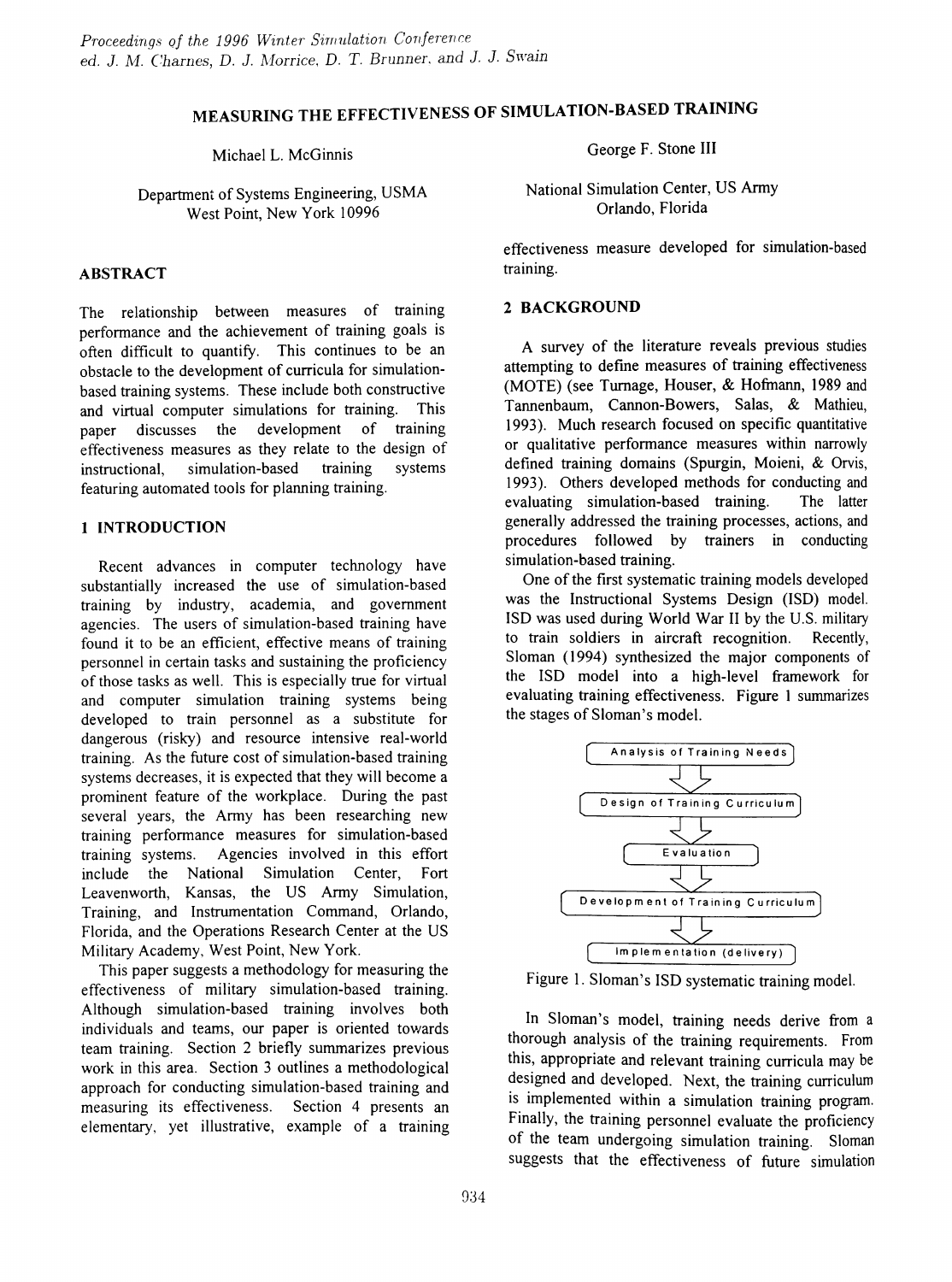# MEASURING THE EFFECTIVENESS OF SIMULATION-BASED TRAINING

Michael L. McGinnis

Department of Systems Engineering, USMA
West Point, New York 10996

George F. Stone III

National Simulation Center, US Army
Orlando, Florida

## ABSTRACT

The relationship between measures of training performance and the achievement of training goals is often difficult to quantify. This continues to be an obstacle to the development of curricula for simulation-based training systems. These include both constructive and virtual computer simulations for training. This paper discusses the development of training effectiveness measures as they relate to the design of instructional, simulation-based training systems featuring automated tools for planning training.

## 1 INTRODUCTION

Recent advances in computer technology have substantially increased the use of simulation-based training by industry, academia, and government agencies. The users of simulation-based training have found it to be an efficient, effective means of training personnel in certain tasks and sustaining the proficiency of those tasks as well. This is especially true for virtual and computer simulation training systems being developed to train personnel as a substitute for dangerous (risky) and resource intensive real-world training. As the future cost of simulation-based training systems decreases, it is expected that they will become a prominent feature of the workplace. During the past several years, the Army has been researching new training performance measures for simulation-based training systems. Agencies involved in this effort include the National Simulation Center, Fort Leavenworth, Kansas, the US Army Simulation, Training, and Instrumentation Command, Orlando, Florida, and the Operations Research Center at the US Military Academy, West Point, New York.

This paper suggests a methodology for measuring the effectiveness of military simulation-based training. Although simulation-based training involves both individuals and teams, our paper is oriented towards team training. Section 2 briefly summarizes previous work in this area. Section 3 outlines a methodological approach for conducting simulation-based training and measuring its effectiveness. Section 4 presents an elementary, yet illustrative, example of a training effectiveness measure developed for simulation-based training.

## 2 BACKGROUND

A survey of the literature reveals previous studies attempting to define measures of training effectiveness (MOTE) (see Turnage, Houser, & Hofmann, 1989 and Tannenbaum, Cannon-Bowers, Salas, & Mathieu, 1993). Much research focused on specific quantitative or qualitative performance measures within narrowly defined training domains (Spurgin, Moieni, & Orvis, 1993). Others developed methods for conducting and evaluating simulation-based training. The latter generally addressed the training processes, actions, and procedures followed by trainers in conducting simulation-based training.

One of the first systematic training models developed was the Instructional Systems Design (ISD) model. ISD was used during World War II by the U.S. military to train soldiers in aircraft recognition. Recently, Sloman (1994) synthesized the major components of the ISD model into a high-level framework for evaluating training effectiveness. Figure 1 summarizes the stages of Sloman's model.

Analysis of Training Needs → Design of Training Curriculum → Evaluation → Development of Training Curriculum → Implementation (delivery)

Figure 1. Sloman's ISD systematic training model.

In Sloman's model, training needs derive from a thorough analysis of the training requirements. From this, appropriate and relevant training curricula may be designed and developed. Next, the training curriculum is implemented within a simulation training program. Finally, the training personnel evaluate the proficiency of the team undergoing simulation training. Sloman suggests that the effectiveness of future simulation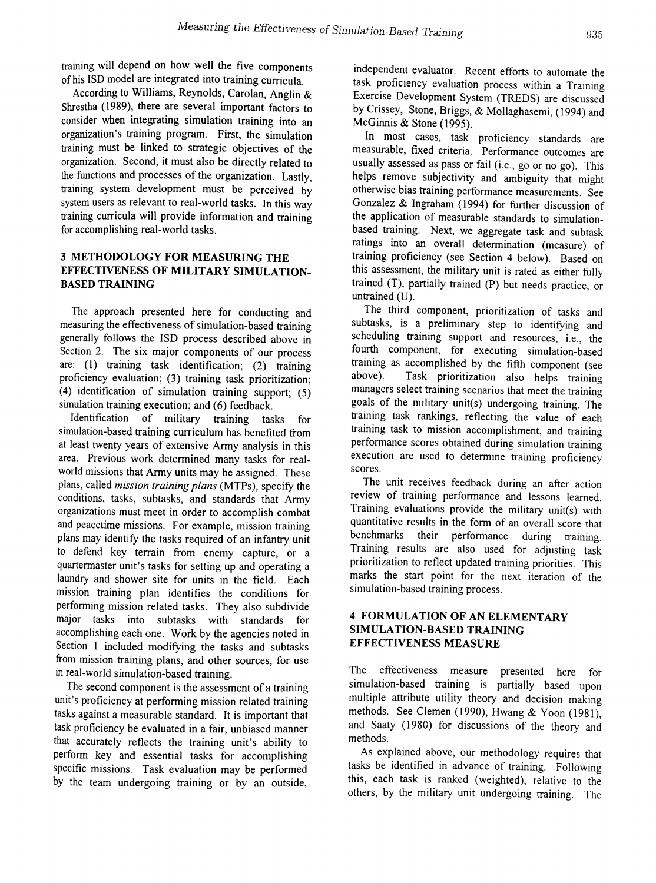training will depend on how well the five components of his ISD model are integrated into training curricula.

According to Williams, Reynolds, Carolan, Anglin & Shrestha (1989), there are several important factors to consider when integrating simulation training into an organization's training program. First, the simulation training must be linked to strategic objectives of the organization. Second, it must also be directly related to the functions and processes of the organization. Lastly, training system development must be perceived by system users as relevant to real-world tasks. In this way training curricula will provide information and training for accomplishing real-world tasks.

## 3 METHODOLOGY FOR MEASURING THE EFFECTIVENESS OF MILITARY SIMULATION-BASED TRAINING

The approach presented here for conducting and measuring the effectiveness of simulation-based training generally follows the ISD process described above in Section 2. The six major components of our process are: (1) training task identification; (2) training proficiency evaluation; (3) training task prioritization; (4) identification of simulation training support; (5) simulation training execution; and (6) feedback.

Identification of military training tasks for simulation-based training curriculum has benefited from at least twenty years of extensive Army analysis in this area. Previous work determined many tasks for real-world missions that Army units may be assigned. These plans, called *mission training plans* (MTPs), specify the conditions, tasks, subtasks, and standards that Army organizations must meet in order to accomplish combat and peacetime missions. For example, mission training plans may identify the tasks required of an infantry unit to defend key terrain from enemy capture, or a quartermaster unit's tasks for setting up and operating a laundry and shower site for units in the field. Each mission training plan identifies the conditions for performing mission related tasks. They also subdivide major tasks into subtasks with standards for accomplishing each one. Work by the agencies noted in Section 1 included modifying the tasks and subtasks from mission training plans, and other sources, for use in real-world simulation-based training.

The second component is the assessment of a training unit's proficiency at performing mission related training tasks against a measurable standard. It is important that task proficiency be evaluated in a fair, unbiased manner that accurately reflects the training unit's ability to perform key and essential tasks for accomplishing specific missions. Task evaluation may be performed by the team undergoing training or by an outside, independent evaluator. Recent efforts to automate the task proficiency evaluation process within a Training Exercise Development System (TREDS) are discussed by Crissey, Stone, Briggs, & Mollaghasemi, (1994) and McGinnis & Stone (1995).

In most cases, task proficiency standards are measurable, fixed criteria. Performance outcomes are usually assessed as pass or fail (i.e., go or no go). This helps remove subjectivity and ambiguity that might otherwise bias training performance measurements. See Gonzalez & Ingraham (1994) for further discussion of the application of measurable standards to simulation-based training. Next, we aggregate task and subtask ratings into an overall determination (measure) of training proficiency (see Section 4 below). Based on this assessment, the military unit is rated as either fully trained (T), partially trained (P) but needs practice, or untrained (U).

The third component, prioritization of tasks and subtasks, is a preliminary step to identifying and scheduling training support and resources, i.e., the fourth component, for executing simulation-based training as accomplished by the fifth component (see above). Task prioritization also helps training managers select training scenarios that meet the training goals of the military unit(s) undergoing training. The training task rankings, reflecting the value of each training task to mission accomplishment, and training performance scores obtained during simulation training execution are used to determine training proficiency scores.

The unit receives feedback during an after action review of training performance and lessons learned. Training evaluations provide the military unit(s) with quantitative results in the form of an overall score that benchmarks their performance during training. Training results are also used for adjusting task prioritization to reflect updated training priorities. This marks the start point for the next iteration of the simulation-based training process.

## 4 FORMULATION OF AN ELEMENTARY SIMULATION-BASED TRAINING EFFECTIVENESS MEASURE

The effectiveness measure presented here for simulation-based training is partially based upon multiple attribute utility theory and decision making methods. See Clemen (1990), Hwang & Yoon (1981), and Saaty (1980) for discussions of the theory and methods.

As explained above, our methodology requires that tasks be identified in advance of training. Following this, each task is ranked (weighted), relative to the others, by the military unit undergoing training. The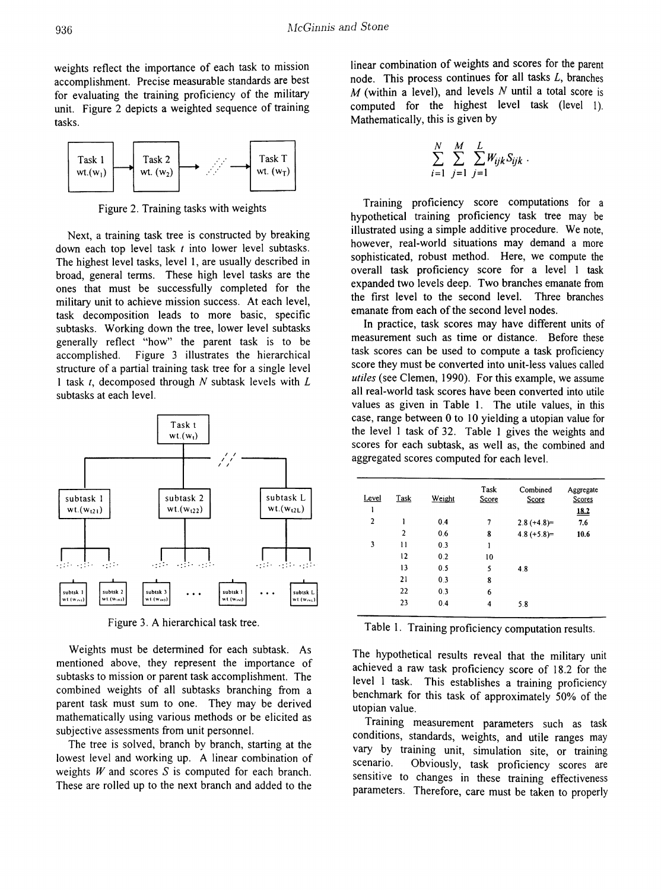weights reflect the importance of each task to mission accomplishment. Precise measurable standards are best for evaluating the training proficiency of the military unit. Figure 2 depicts a weighted sequence of training tasks.

Figure 2. Training tasks with weights

Next, a training task tree is constructed by breaking down each top level task $t$ into lower level subtasks. The highest level tasks, level 1, are usually described in broad, general terms. These high level tasks are the ones that must be successfully completed for the military unit to achieve mission success. At each level, task decomposition leads to more basic, specific subtasks. Working down the tree, lower level subtasks generally reflect "how" the parent task is to be accomplished. Figure 3 illustrates the hierarchical structure of a partial training task tree for a single level 1 task $t$, decomposed through $N$ subtask levels with $L$ subtasks at each level.

Figure 3. A hierarchical task tree.

Weights must be determined for each subtask. As mentioned above, they represent the importance of subtasks to mission or parent task accomplishment. The combined weights of all subtasks branching from a parent task must sum to one. They may be derived mathematically using various methods or be elicited as subjective assessments from unit personnel.

The tree is solved, branch by branch, starting at the lowest level and working up. A linear combination of weights $W$ and scores $S$ is computed for each branch. These are rolled up to the next branch and added to the linear combination of weights and scores for the parent node. This process continues for all tasks $L$, branches $M$ (within a level), and levels $N$ until a total score is computed for the highest level task (level 1). Mathematically, this is given by

$$\sum_{i=1}^{N} \sum_{j=1}^{M} \sum_{j=1}^{L} W_{ijk} S_{ijk} .$$

Training proficiency score computations for a hypothetical training proficiency task tree may be illustrated using a simple additive procedure. We note, however, real-world situations may demand a more sophisticated, robust method. Here, we compute the overall task proficiency score for a level 1 task expanded two levels deep. Two branches emanate from the first level to the second level. Three branches emanate from each of the second level nodes.

In practice, task scores may have different units of measurement such as time or distance. Before these task scores can be used to compute a task proficiency score they must be converted into unit-less values called *utiles* (see Clemen, 1990). For this example, we assume all real-world task scores have been converted into utile values as given in Table 1. The utile values, in this case, range between 0 to 10 yielding a utopian value for the level 1 task of 32. Table 1 gives the weights and scores for each subtask, as well as, the combined and aggregated scores computed for each level.

| Level | Task | Weight | Task Score | Combined Score | Aggregate Scores |
|---|---|---|---|---|---|
| 1 | | | | | **18.2** |
| 2 | 1 | 0.4 | 7 | 2.8 (+4.8)= | 7.6 |
| | 2 | 0.6 | 8 | 4.8 (+5.8)= | 10.6 |
| 3 | 11 | 0.3 | 1 | | |
| | 12 | 0.2 | 10 | | |
| | 13 | 0.5 | 5 | 4.8 | |
| | 21 | 0.3 | 8 | | |
| | 22 | 0.3 | 6 | | |
| | 23 | 0.4 | 4 | 5.8 | |

Table 1. Training proficiency computation results.

The hypothetical results reveal that the military unit achieved a raw task proficiency score of 18.2 for the level 1 task. This establishes a training proficiency benchmark for this task of approximately 50% of the utopian value.

Training measurement parameters such as task conditions, standards, weights, and utile ranges may vary by training unit, simulation site, or training scenario. Obviously, task proficiency scores are sensitive to changes in these training effectiveness parameters. Therefore, care must be taken to properly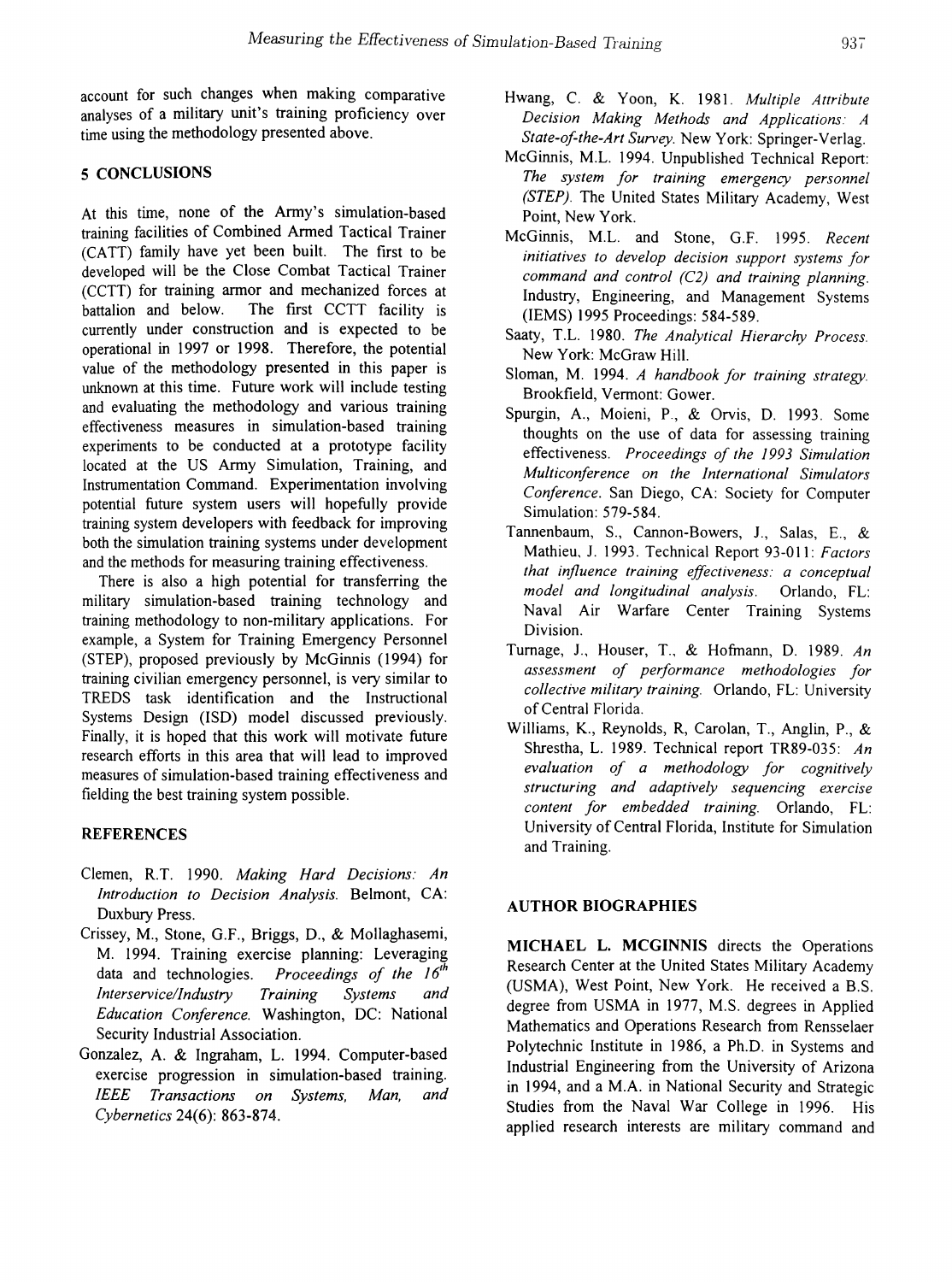account for such changes when making comparative analyses of a military unit's training proficiency over time using the methodology presented above.

## 5 CONCLUSIONS

At this time, none of the Army's simulation-based training facilities of Combined Armed Tactical Trainer (CATT) family have yet been built. The first to be developed will be the Close Combat Tactical Trainer (CCTT) for training armor and mechanized forces at battalion and below. The first CCTT facility is currently under construction and is expected to be operational in 1997 or 1998. Therefore, the potential value of the methodology presented in this paper is unknown at this time. Future work will include testing and evaluating the methodology and various training effectiveness measures in simulation-based training experiments to be conducted at a prototype facility located at the US Army Simulation, Training, and Instrumentation Command. Experimentation involving potential future system users will hopefully provide training system developers with feedback for improving both the simulation training systems under development and the methods for measuring training effectiveness.

There is also a high potential for transferring the military simulation-based training technology and training methodology to non-military applications. For example, a System for Training Emergency Personnel (STEP), proposed previously by McGinnis (1994) for training civilian emergency personnel, is very similar to TREDS task identification and the Instructional Systems Design (ISD) model discussed previously. Finally, it is hoped that this work will motivate future research efforts in this area that will lead to improved measures of simulation-based training effectiveness and fielding the best training system possible.

## REFERENCES

Clemen, R.T. 1990. *Making Hard Decisions: An Introduction to Decision Analysis.* Belmont, CA: Duxbury Press.

Crissey, M., Stone, G.F., Briggs, D., & Mollaghasemi, M. 1994. Training exercise planning: Leveraging data and technologies. *Proceedings of the 16th Interservice/Industry Training Systems and Education Conference.* Washington, DC: National Security Industrial Association.

Gonzalez, A. & Ingraham, L. 1994. Computer-based exercise progression in simulation-based training. *IEEE Transactions on Systems, Man, and Cybernetics* 24(6): 863-874.

Hwang, C. & Yoon, K. 1981. *Multiple Attribute Decision Making Methods and Applications: A State-of-the-Art Survey.* New York: Springer-Verlag.

McGinnis, M.L. 1994. Unpublished Technical Report: *The system for training emergency personnel (STEP).* The United States Military Academy, West Point, New York.

McGinnis, M.L. and Stone, G.F. 1995. *Recent initiatives to develop decision support systems for command and control (C2) and training planning.* Industry, Engineering, and Management Systems (IEMS) 1995 Proceedings: 584-589.

Saaty, T.L. 1980. *The Analytical Hierarchy Process.* New York: McGraw Hill.

Sloman, M. 1994. *A handbook for training strategy.* Brookfield, Vermont: Gower.

Spurgin, A., Moieni, P., & Orvis, D. 1993. Some thoughts on the use of data for assessing training effectiveness. *Proceedings of the 1993 Simulation Multiconference on the International Simulators Conference.* San Diego, CA: Society for Computer Simulation: 579-584.

Tannenbaum, S., Cannon-Bowers, J., Salas, E., & Mathieu, J. 1993. Technical Report 93-011: *Factors that influence training effectiveness: a conceptual model and longitudinal analysis.* Orlando, FL: Naval Air Warfare Center Training Systems Division.

Turnage, J., Houser, T., & Hofmann, D. 1989. *An assessment of performance methodologies for collective military training.* Orlando, FL: University of Central Florida.

Williams, K., Reynolds, R, Carolan, T., Anglin, P., & Shrestha, L. 1989. Technical report TR89-035: *An evaluation of a methodology for cognitively structuring and adaptively sequencing exercise content for embedded training.* Orlando, FL: University of Central Florida, Institute for Simulation and Training.

## AUTHOR BIOGRAPHIES

**MICHAEL L. MCGINNIS** directs the Operations Research Center at the United States Military Academy (USMA), West Point, New York. He received a B.S. degree from USMA in 1977, M.S. degrees in Applied Mathematics and Operations Research from Rensselaer Polytechnic Institute in 1986, a Ph.D. in Systems and Industrial Engineering from the University of Arizona in 1994, and a M.A. in National Security and Strategic Studies from the Naval War College in 1996. His applied research interests are military command and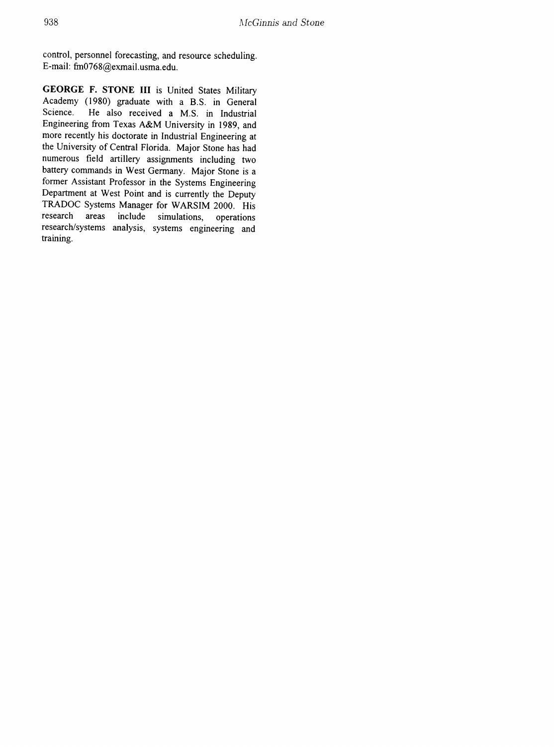control, personnel forecasting, and resource scheduling. E-mail: fm0768@exmail.usma.edu.

**GEORGE F. STONE III** is United States Military Academy (1980) graduate with a B.S. in General Science. He also received a M.S. in Industrial Engineering from Texas A&M University in 1989, and more recently his doctorate in Industrial Engineering at the University of Central Florida. Major Stone has had numerous field artillery assignments including two battery commands in West Germany. Major Stone is a former Assistant Professor in the Systems Engineering Department at West Point and is currently the Deputy TRADOC Systems Manager for WARSIM 2000. His research areas include simulations, operations research/systems analysis, systems engineering and training.